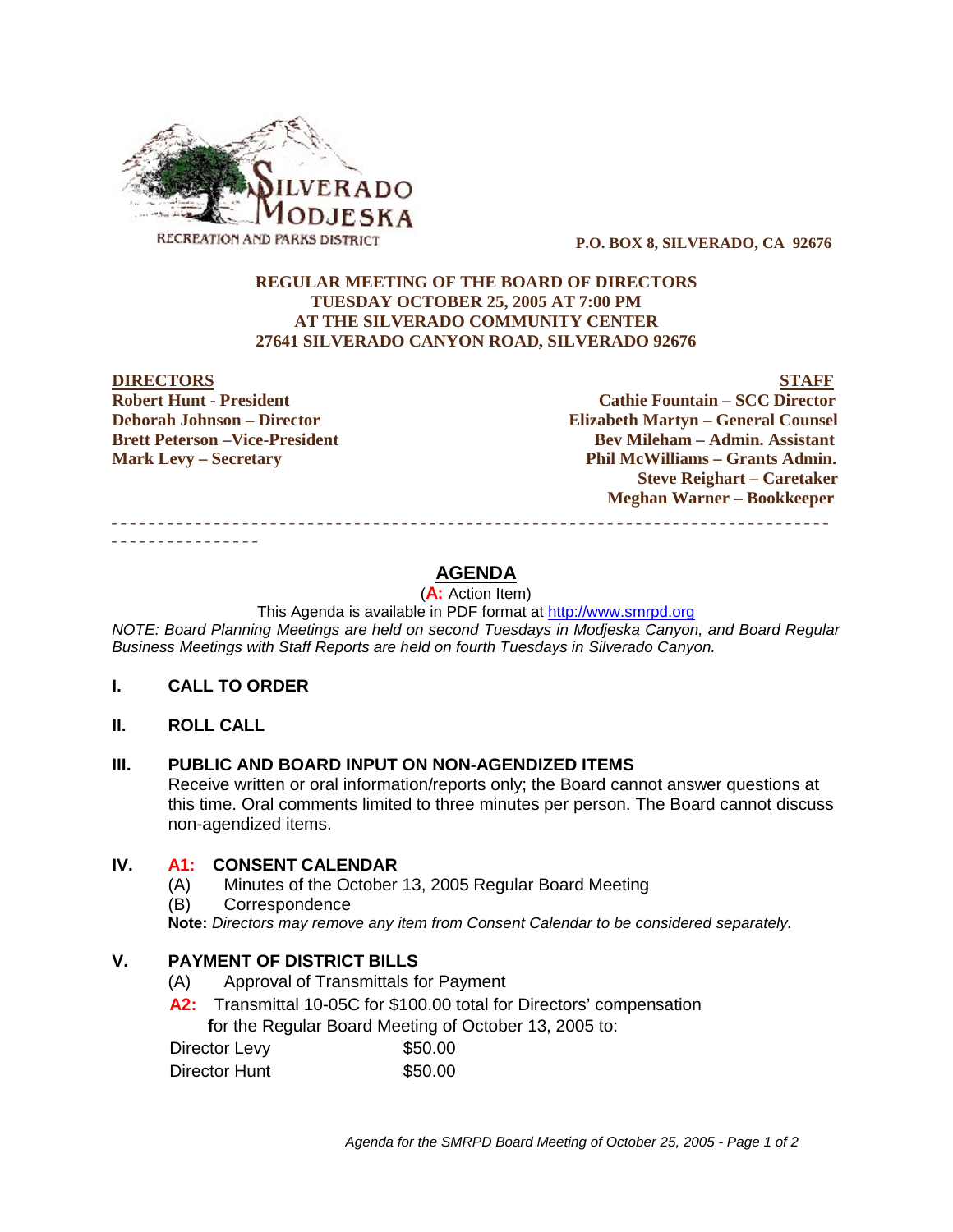SILVERADO MODJESKA RECREATION AND PARKS DISTRICT

**P.O. BOX 8, SILVERADO, CA 92676**

**REGULAR MEETING OF THE BOARD OF DIRECTORS**
**TUESDAY OCTOBER 25, 2005 AT 7:00 PM**
**AT THE SILVERADO COMMUNITY CENTER**
**27641 SILVERADO CANYON ROAD, SILVERADO 92676**

| **DIRECTORS** | **STAFF** |
|---|---|
| **Robert Hunt - President** | **Cathie Fountain – SCC Director** |
| **Deborah Johnson – Director** | **Elizabeth Martyn – General Counsel** |
| **Brett Peterson –Vice-President** | **Bev Mileham – Admin. Assistant** |
| **Mark Levy – Secretary** | **Phil McWilliams – Grants Admin.** |
| | **Steve Reighart – Caretaker** |
| | **Meghan Warner – Bookkeeper** |

---

## AGENDA

(**A:** Action Item)

This Agenda is available in PDF format at http://www.smrpd.org

*NOTE: Board Planning Meetings are held on second Tuesdays in Modjeska Canyon, and Board Regular Business Meetings with Staff Reports are held on fourth Tuesdays in Silverado Canyon.*

### I. CALL TO ORDER

### II. ROLL CALL

### III. PUBLIC AND BOARD INPUT ON NON-AGENDIZED ITEMS

Receive written or oral information/reports only; the Board cannot answer questions at this time. Oral comments limited to three minutes per person. The Board cannot discuss non-agendized items.

### IV. A1: CONSENT CALENDAR

(A) Minutes of the October 13, 2005 Regular Board Meeting

(B) Correspondence

**Note:** *Directors may remove any item from Consent Calendar to be considered separately.*

### V. PAYMENT OF DISTRICT BILLS

(A) Approval of Transmittals for Payment

**A2:** Transmittal 10-05C for $100.00 total for Directors' compensation **f**or the Regular Board Meeting of October 13, 2005 to:

| | |
|---|---|
| Director Levy | $50.00 |
| Director Hunt | $50.00 |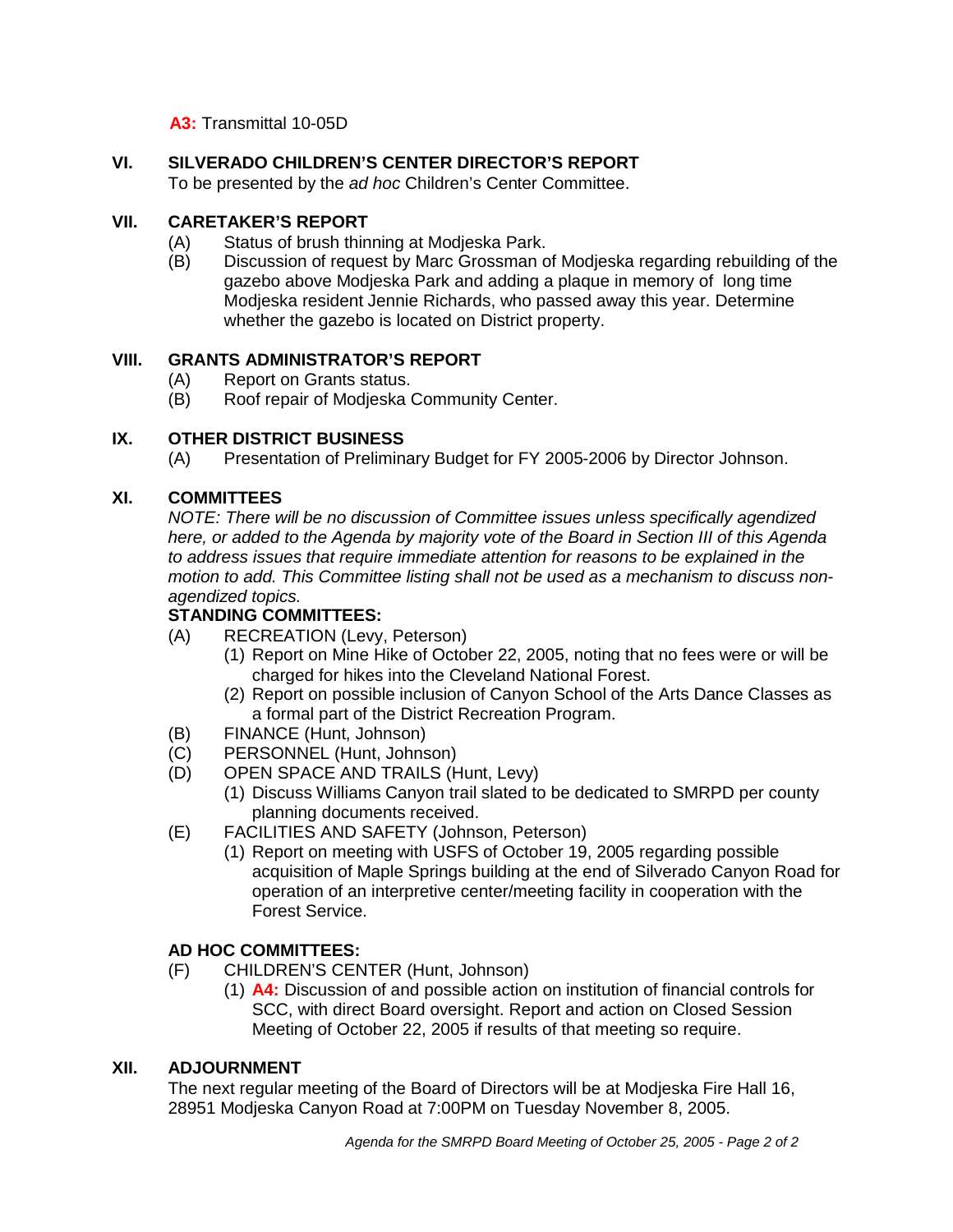**A3:** Transmittal 10-05D

## VI. SILVERADO CHILDREN'S CENTER DIRECTOR'S REPORT

To be presented by the *ad hoc* Children's Center Committee.

## VII. CARETAKER'S REPORT

(A) Status of brush thinning at Modjeska Park.

(B) Discussion of request by Marc Grossman of Modjeska regarding rebuilding of the gazebo above Modjeska Park and adding a plaque in memory of long time Modjeska resident Jennie Richards, who passed away this year. Determine whether the gazebo is located on District property.

## VIII. GRANTS ADMINISTRATOR'S REPORT

(A) Report on Grants status.

(B) Roof repair of Modjeska Community Center.

## IX. OTHER DISTRICT BUSINESS

(A) Presentation of Preliminary Budget for FY 2005-2006 by Director Johnson.

## XI. COMMITTEES

*NOTE: There will be no discussion of Committee issues unless specifically agendized here, or added to the Agenda by majority vote of the Board in Section III of this Agenda to address issues that require immediate attention for reasons to be explained in the motion to add. This Committee listing shall not be used as a mechanism to discuss non-agendized topics.*

### STANDING COMMITTEES:

(A) RECREATION (Levy, Peterson)

(1) Report on Mine Hike of October 22, 2005, noting that no fees were or will be charged for hikes into the Cleveland National Forest.

(2) Report on possible inclusion of Canyon School of the Arts Dance Classes as a formal part of the District Recreation Program.

(B) FINANCE (Hunt, Johnson)

(C) PERSONNEL (Hunt, Johnson)

(D) OPEN SPACE AND TRAILS (Hunt, Levy)

(1) Discuss Williams Canyon trail slated to be dedicated to SMRPD per county planning documents received.

(E) FACILITIES AND SAFETY (Johnson, Peterson)

(1) Report on meeting with USFS of October 19, 2005 regarding possible acquisition of Maple Springs building at the end of Silverado Canyon Road for operation of an interpretive center/meeting facility in cooperation with the Forest Service.

### AD HOC COMMITTEES:

(F) CHILDREN'S CENTER (Hunt, Johnson)

(1) **A4:** Discussion of and possible action on institution of financial controls for SCC, with direct Board oversight. Report and action on Closed Session Meeting of October 22, 2005 if results of that meeting so require.

## XII. ADJOURNMENT

The next regular meeting of the Board of Directors will be at Modjeska Fire Hall 16, 28951 Modjeska Canyon Road at 7:00PM on Tuesday November 8, 2005.